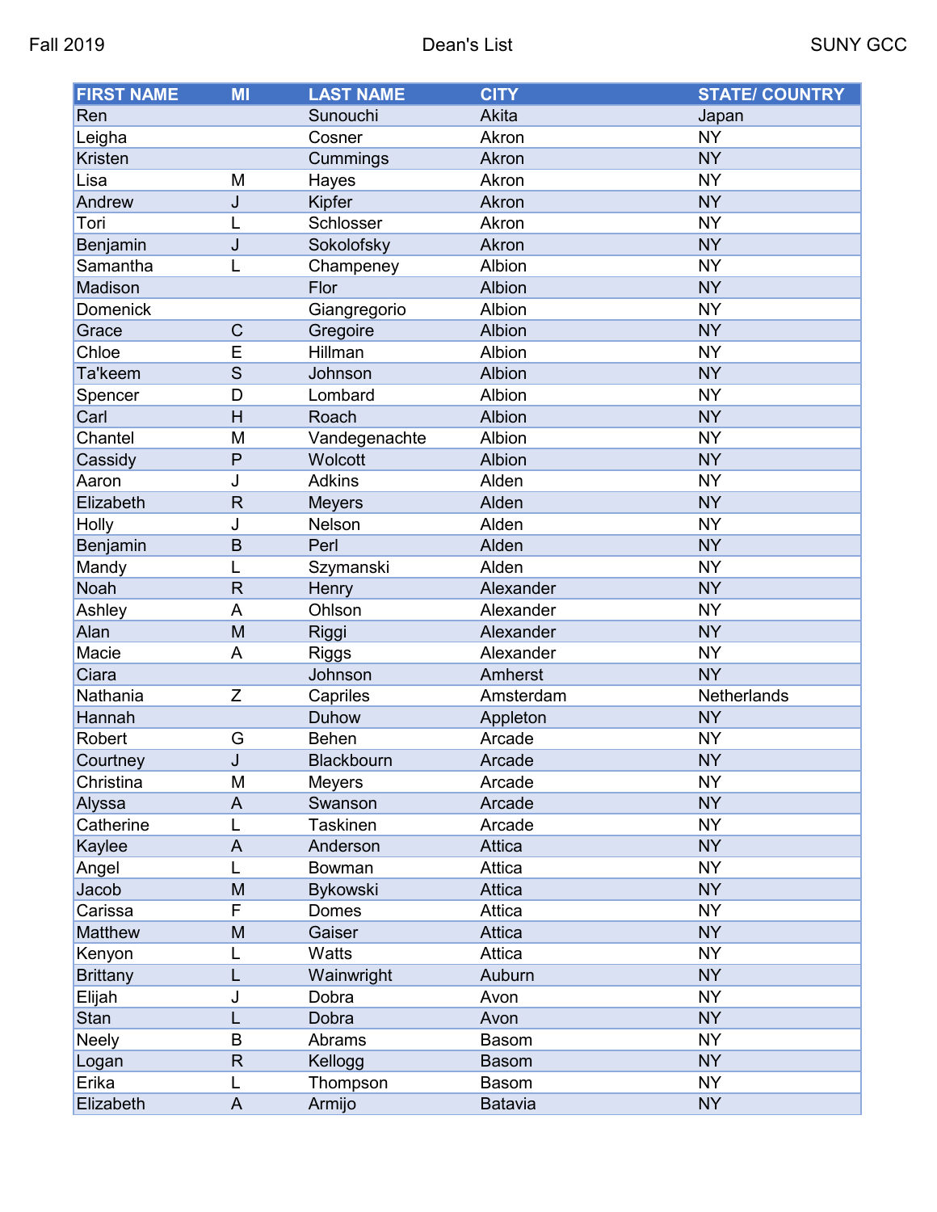Fall 2019 Dean's List SUNY GCC

| FIRST NAME | MI | LAST NAME | CITY | STATE/ COUNTRY |
|---|---|---|---|---|
| Ren | | Sunouchi | Akita | Japan |
| Leigha | | Cosner | Akron | NY |
| Kristen | | Cummings | Akron | NY |
| Lisa | M | Hayes | Akron | NY |
| Andrew | J | Kipfer | Akron | NY |
| Tori | L | Schlosser | Akron | NY |
| Benjamin | J | Sokolofsky | Akron | NY |
| Samantha | L | Champeney | Albion | NY |
| Madison | | Flor | Albion | NY |
| Domenick | | Giangregorio | Albion | NY |
| Grace | C | Gregoire | Albion | NY |
| Chloe | E | Hillman | Albion | NY |
| Ta'keem | S | Johnson | Albion | NY |
| Spencer | D | Lombard | Albion | NY |
| Carl | H | Roach | Albion | NY |
| Chantel | M | Vandegenachte | Albion | NY |
| Cassidy | P | Wolcott | Albion | NY |
| Aaron | J | Adkins | Alden | NY |
| Elizabeth | R | Meyers | Alden | NY |
| Holly | J | Nelson | Alden | NY |
| Benjamin | B | Perl | Alden | NY |
| Mandy | L | Szymanski | Alden | NY |
| Noah | R | Henry | Alexander | NY |
| Ashley | A | Ohlson | Alexander | NY |
| Alan | M | Riggi | Alexander | NY |
| Macie | A | Riggs | Alexander | NY |
| Ciara | | Johnson | Amherst | NY |
| Nathania | Z | Capriles | Amsterdam | Netherlands |
| Hannah | | Duhow | Appleton | NY |
| Robert | G | Behen | Arcade | NY |
| Courtney | J | Blackbourn | Arcade | NY |
| Christina | M | Meyers | Arcade | NY |
| Alyssa | A | Swanson | Arcade | NY |
| Catherine | L | Taskinen | Arcade | NY |
| Kaylee | A | Anderson | Attica | NY |
| Angel | L | Bowman | Attica | NY |
| Jacob | M | Bykowski | Attica | NY |
| Carissa | F | Domes | Attica | NY |
| Matthew | M | Gaiser | Attica | NY |
| Kenyon | L | Watts | Attica | NY |
| Brittany | L | Wainwright | Auburn | NY |
| Elijah | J | Dobra | Avon | NY |
| Stan | L | Dobra | Avon | NY |
| Neely | B | Abrams | Basom | NY |
| Logan | R | Kellogg | Basom | NY |
| Erika | L | Thompson | Basom | NY |
| Elizabeth | A | Armijo | Batavia | NY |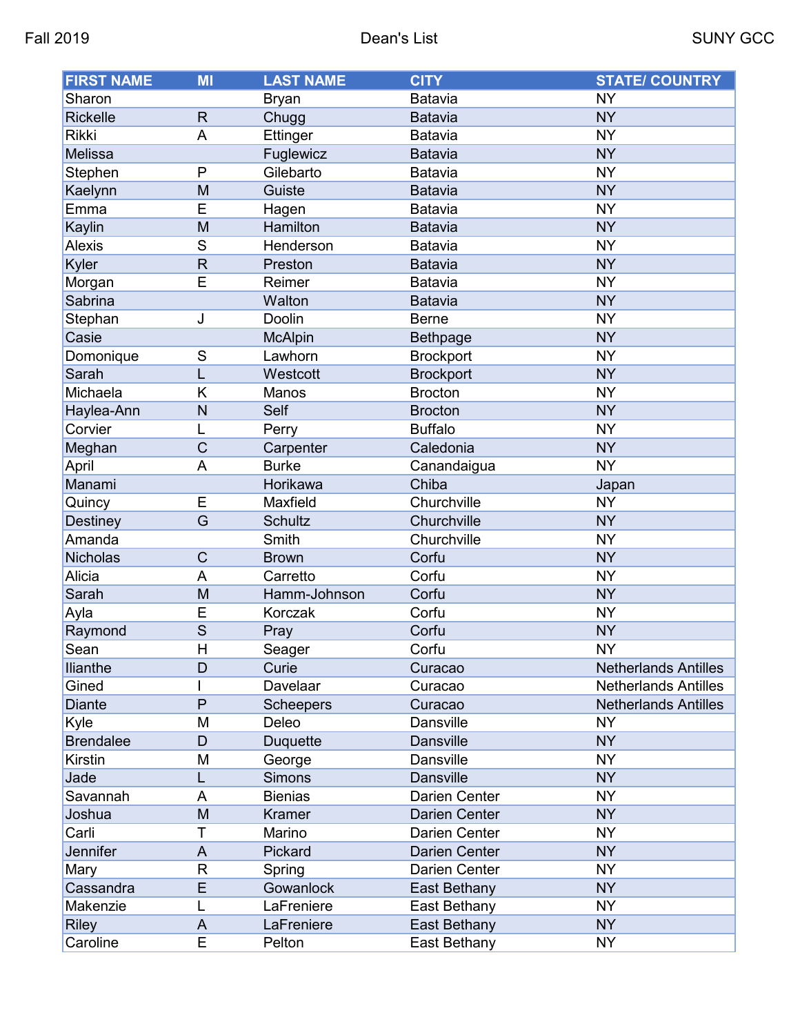| FIRST NAME | MI | LAST NAME | CITY | STATE/ COUNTRY |
| --- | --- | --- | --- | --- |
| Sharon | | Bryan | Batavia | NY |
| Rickelle | R | Chugg | Batavia | NY |
| Rikki | A | Ettinger | Batavia | NY |
| Melissa | | Fuglewicz | Batavia | NY |
| Stephen | P | Gilebarto | Batavia | NY |
| Kaelynn | M | Guiste | Batavia | NY |
| Emma | E | Hagen | Batavia | NY |
| Kaylin | M | Hamilton | Batavia | NY |
| Alexis | S | Henderson | Batavia | NY |
| Kyler | R | Preston | Batavia | NY |
| Morgan | E | Reimer | Batavia | NY |
| Sabrina | | Walton | Batavia | NY |
| Stephan | J | Doolin | Berne | NY |
| Casie | | McAlpin | Bethpage | NY |
| Domonique | S | Lawhorn | Brockport | NY |
| Sarah | L | Westcott | Brockport | NY |
| Michaela | K | Manos | Brocton | NY |
| Haylea-Ann | N | Self | Brocton | NY |
| Corvier | L | Perry | Buffalo | NY |
| Meghan | C | Carpenter | Caledonia | NY |
| April | A | Burke | Canandaigua | NY |
| Manami | | Horikawa | Chiba | Japan |
| Quincy | E | Maxfield | Churchville | NY |
| Destiney | G | Schultz | Churchville | NY |
| Amanda | | Smith | Churchville | NY |
| Nicholas | C | Brown | Corfu | NY |
| Alicia | A | Carretto | Corfu | NY |
| Sarah | M | Hamm-Johnson | Corfu | NY |
| Ayla | E | Korczak | Corfu | NY |
| Raymond | S | Pray | Corfu | NY |
| Sean | H | Seager | Corfu | NY |
| Ilianthe | D | Curie | Curacao | Netherlands Antilles |
| Gined | I | Davelaar | Curacao | Netherlands Antilles |
| Diante | P | Scheepers | Curacao | Netherlands Antilles |
| Kyle | M | Deleo | Dansville | NY |
| Brendalee | D | Duquette | Dansville | NY |
| Kirstin | M | George | Dansville | NY |
| Jade | L | Simons | Dansville | NY |
| Savannah | A | Bienias | Darien Center | NY |
| Joshua | M | Kramer | Darien Center | NY |
| Carli | T | Marino | Darien Center | NY |
| Jennifer | A | Pickard | Darien Center | NY |
| Mary | R | Spring | Darien Center | NY |
| Cassandra | E | Gowanlock | East Bethany | NY |
| Makenzie | L | LaFreniere | East Bethany | NY |
| Riley | A | LaFreniere | East Bethany | NY |
| Caroline | E | Pelton | East Bethany | NY |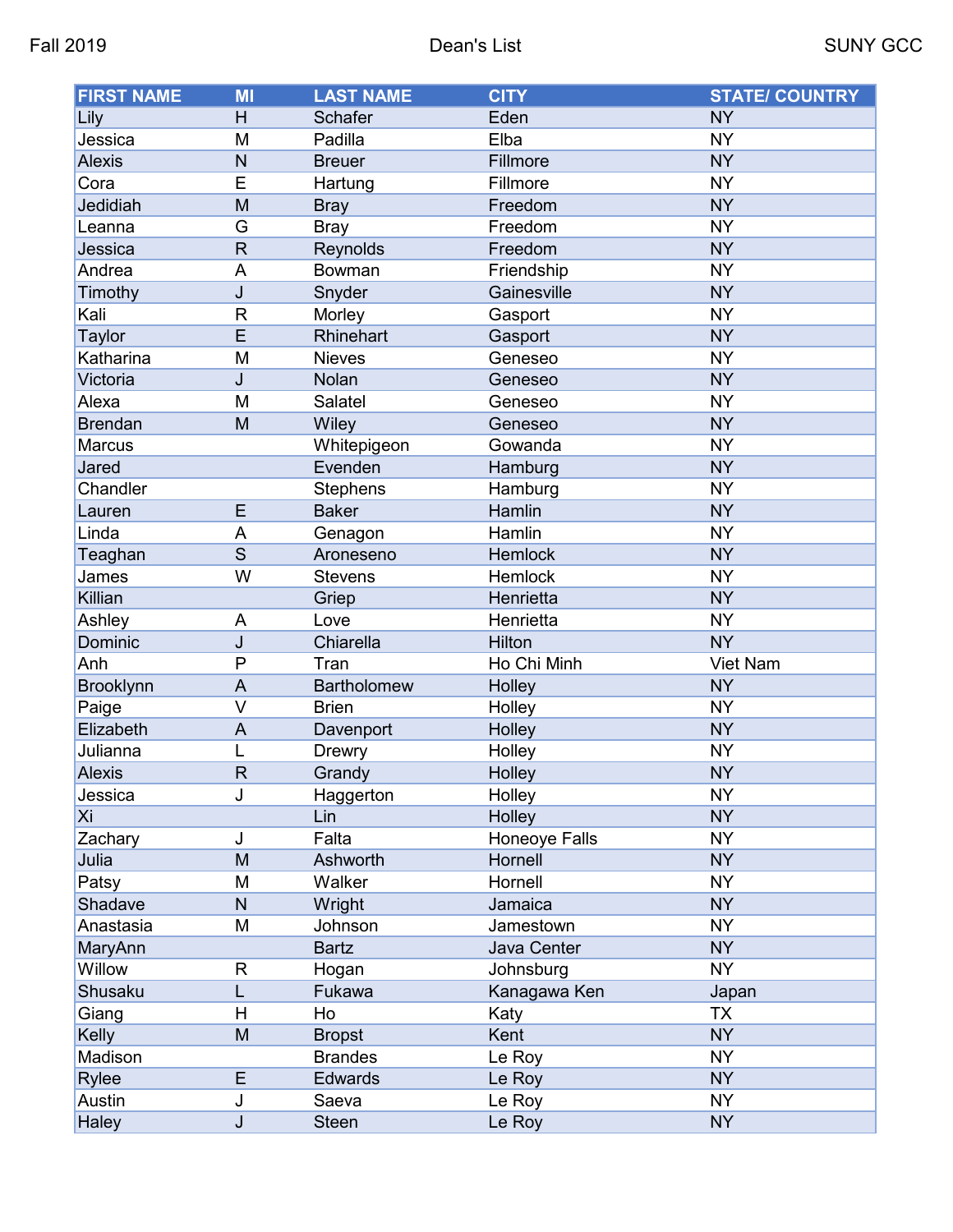| FIRST NAME | MI | LAST NAME | CITY | STATE/ COUNTRY |
|---|---|---|---|---|
| Lily | H | Schafer | Eden | NY |
| Jessica | M | Padilla | Elba | NY |
| Alexis | N | Breuer | Fillmore | NY |
| Cora | E | Hartung | Fillmore | NY |
| Jedidiah | M | Bray | Freedom | NY |
| Leanna | G | Bray | Freedom | NY |
| Jessica | R | Reynolds | Freedom | NY |
| Andrea | A | Bowman | Friendship | NY |
| Timothy | J | Snyder | Gainesville | NY |
| Kali | R | Morley | Gasport | NY |
| Taylor | E | Rhinehart | Gasport | NY |
| Katharina | M | Nieves | Geneseo | NY |
| Victoria | J | Nolan | Geneseo | NY |
| Alexa | M | Salatel | Geneseo | NY |
| Brendan | M | Wiley | Geneseo | NY |
| Marcus | | Whitepigeon | Gowanda | NY |
| Jared | | Evenden | Hamburg | NY |
| Chandler | | Stephens | Hamburg | NY |
| Lauren | E | Baker | Hamlin | NY |
| Linda | A | Genagon | Hamlin | NY |
| Teaghan | S | Aroneseno | Hemlock | NY |
| James | W | Stevens | Hemlock | NY |
| Killian | | Griep | Henrietta | NY |
| Ashley | A | Love | Henrietta | NY |
| Dominic | J | Chiarella | Hilton | NY |
| Anh | P | Tran | Ho Chi Minh | Viet Nam |
| Brooklynn | A | Bartholomew | Holley | NY |
| Paige | V | Brien | Holley | NY |
| Elizabeth | A | Davenport | Holley | NY |
| Julianna | L | Drewry | Holley | NY |
| Alexis | R | Grandy | Holley | NY |
| Jessica | J | Haggerton | Holley | NY |
| Xi | | Lin | Holley | NY |
| Zachary | J | Falta | Honeoye Falls | NY |
| Julia | M | Ashworth | Hornell | NY |
| Patsy | M | Walker | Hornell | NY |
| Shadave | N | Wright | Jamaica | NY |
| Anastasia | M | Johnson | Jamestown | NY |
| MaryAnn | | Bartz | Java Center | NY |
| Willow | R | Hogan | Johnsburg | NY |
| Shusaku | L | Fukawa | Kanagawa Ken | Japan |
| Giang | H | Ho | Katy | TX |
| Kelly | M | Bropst | Kent | NY |
| Madison | | Brandes | Le Roy | NY |
| Rylee | E | Edwards | Le Roy | NY |
| Austin | J | Saeva | Le Roy | NY |
| Haley | J | Steen | Le Roy | NY |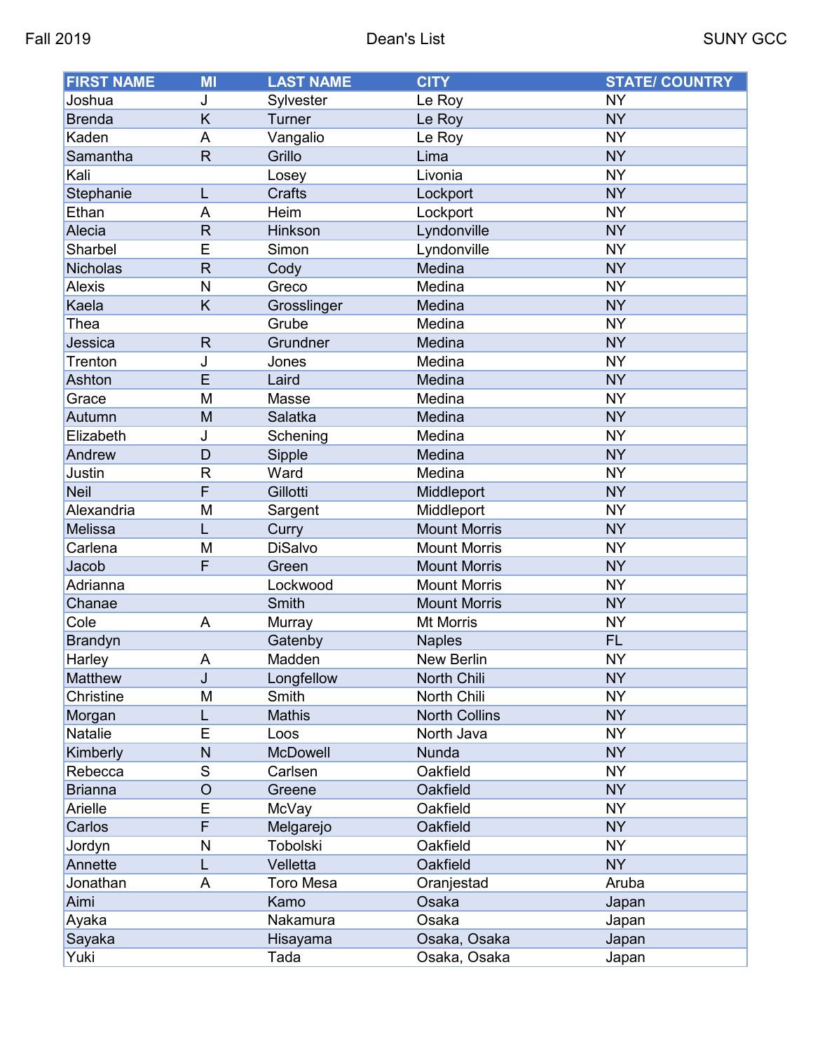| FIRST NAME | MI | LAST NAME | CITY | STATE/ COUNTRY |
| --- | --- | --- | --- | --- |
| Joshua | J | Sylvester | Le Roy | NY |
| Brenda | K | Turner | Le Roy | NY |
| Kaden | A | Vangalio | Le Roy | NY |
| Samantha | R | Grillo | Lima | NY |
| Kali | | Losey | Livonia | NY |
| Stephanie | L | Crafts | Lockport | NY |
| Ethan | A | Heim | Lockport | NY |
| Alecia | R | Hinkson | Lyndonville | NY |
| Sharbel | E | Simon | Lyndonville | NY |
| Nicholas | R | Cody | Medina | NY |
| Alexis | N | Greco | Medina | NY |
| Kaela | K | Grosslinger | Medina | NY |
| Thea | | Grube | Medina | NY |
| Jessica | R | Grundner | Medina | NY |
| Trenton | J | Jones | Medina | NY |
| Ashton | E | Laird | Medina | NY |
| Grace | M | Masse | Medina | NY |
| Autumn | M | Salatka | Medina | NY |
| Elizabeth | J | Schening | Medina | NY |
| Andrew | D | Sipple | Medina | NY |
| Justin | R | Ward | Medina | NY |
| Neil | F | Gillotti | Middleport | NY |
| Alexandria | M | Sargent | Middleport | NY |
| Melissa | L | Curry | Mount Morris | NY |
| Carlena | M | DiSalvo | Mount Morris | NY |
| Jacob | F | Green | Mount Morris | NY |
| Adrianna | | Lockwood | Mount Morris | NY |
| Chanae | | Smith | Mount Morris | NY |
| Cole | A | Murray | Mt Morris | NY |
| Brandyn | | Gatenby | Naples | FL |
| Harley | A | Madden | New Berlin | NY |
| Matthew | J | Longfellow | North Chili | NY |
| Christine | M | Smith | North Chili | NY |
| Morgan | L | Mathis | North Collins | NY |
| Natalie | E | Loos | North Java | NY |
| Kimberly | N | McDowell | Nunda | NY |
| Rebecca | S | Carlsen | Oakfield | NY |
| Brianna | O | Greene | Oakfield | NY |
| Arielle | E | McVay | Oakfield | NY |
| Carlos | F | Melgarejo | Oakfield | NY |
| Jordyn | N | Tobolski | Oakfield | NY |
| Annette | L | Velletta | Oakfield | NY |
| Jonathan | A | Toro Mesa | Oranjestad | Aruba |
| Aimi | | Kamo | Osaka | Japan |
| Ayaka | | Nakamura | Osaka | Japan |
| Sayaka | | Hisayama | Osaka, Osaka | Japan |
| Yuki | | Tada | Osaka, Osaka | Japan |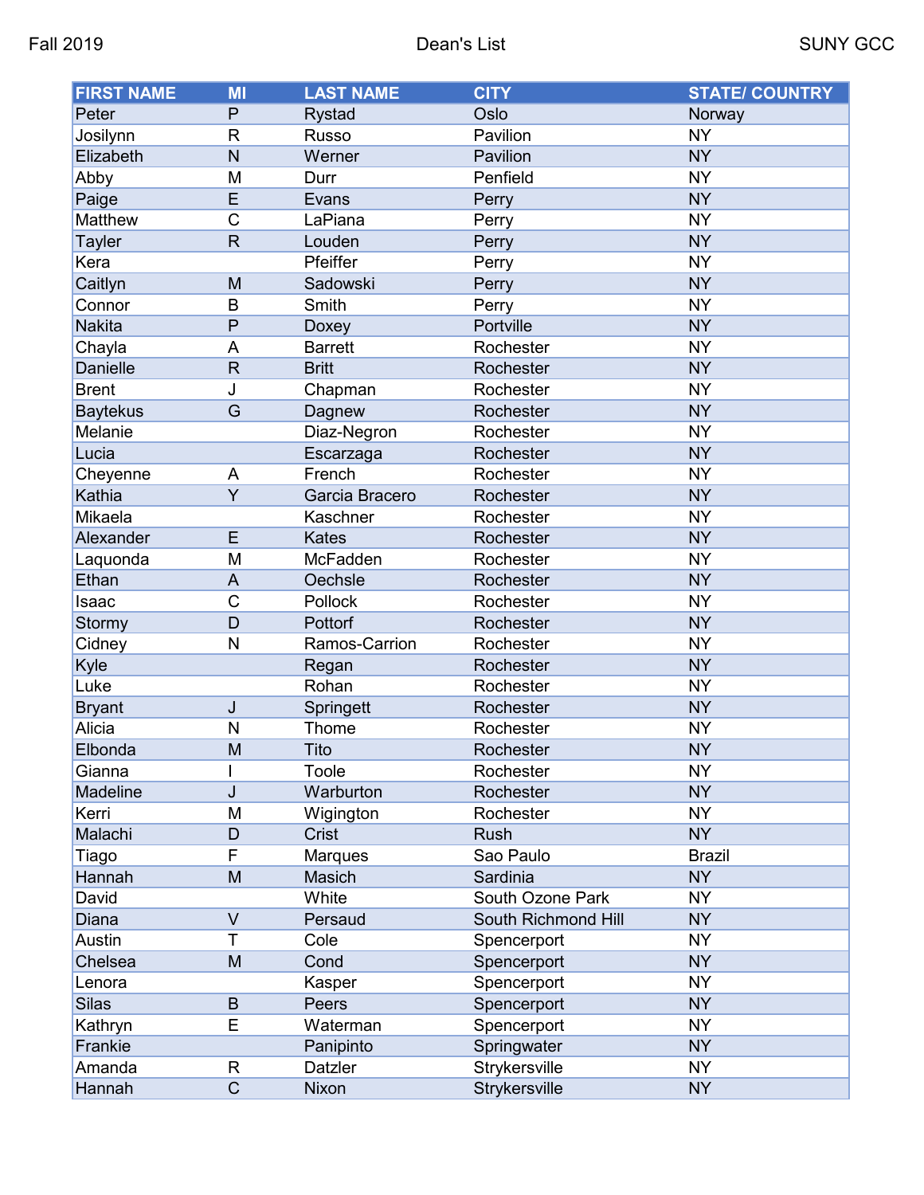| FIRST NAME | MI | LAST NAME | CITY | STATE/ COUNTRY |
|---|---|---|---|---|
| Peter | P | Rystad | Oslo | Norway |
| Josilynn | R | Russo | Pavilion | NY |
| Elizabeth | N | Werner | Pavilion | NY |
| Abby | M | Durr | Penfield | NY |
| Paige | E | Evans | Perry | NY |
| Matthew | C | LaPiana | Perry | NY |
| Tayler | R | Louden | Perry | NY |
| Kera | | Pfeiffer | Perry | NY |
| Caitlyn | M | Sadowski | Perry | NY |
| Connor | B | Smith | Perry | NY |
| Nakita | P | Doxey | Portville | NY |
| Chayla | A | Barrett | Rochester | NY |
| Danielle | R | Britt | Rochester | NY |
| Brent | J | Chapman | Rochester | NY |
| Baytekus | G | Dagnew | Rochester | NY |
| Melanie | | Diaz-Negron | Rochester | NY |
| Lucia | | Escarzaga | Rochester | NY |
| Cheyenne | A | French | Rochester | NY |
| Kathia | Y | Garcia Bracero | Rochester | NY |
| Mikaela | | Kaschner | Rochester | NY |
| Alexander | E | Kates | Rochester | NY |
| Laquonda | M | McFadden | Rochester | NY |
| Ethan | A | Oechsle | Rochester | NY |
| Isaac | C | Pollock | Rochester | NY |
| Stormy | D | Pottorf | Rochester | NY |
| Cidney | N | Ramos-Carrion | Rochester | NY |
| Kyle | | Regan | Rochester | NY |
| Luke | | Rohan | Rochester | NY |
| Bryant | J | Springett | Rochester | NY |
| Alicia | N | Thome | Rochester | NY |
| Elbonda | M | Tito | Rochester | NY |
| Gianna | I | Toole | Rochester | NY |
| Madeline | J | Warburton | Rochester | NY |
| Kerri | M | Wigington | Rochester | NY |
| Malachi | D | Crist | Rush | NY |
| Tiago | F | Marques | Sao Paulo | Brazil |
| Hannah | M | Masich | Sardinia | NY |
| David | | White | South Ozone Park | NY |
| Diana | V | Persaud | South Richmond Hill | NY |
| Austin | T | Cole | Spencerport | NY |
| Chelsea | M | Cond | Spencerport | NY |
| Lenora | | Kasper | Spencerport | NY |
| Silas | B | Peers | Spencerport | NY |
| Kathryn | E | Waterman | Spencerport | NY |
| Frankie | | Panipinto | Springwater | NY |
| Amanda | R | Datzler | Strykersville | NY |
| Hannah | C | Nixon | Strykersville | NY |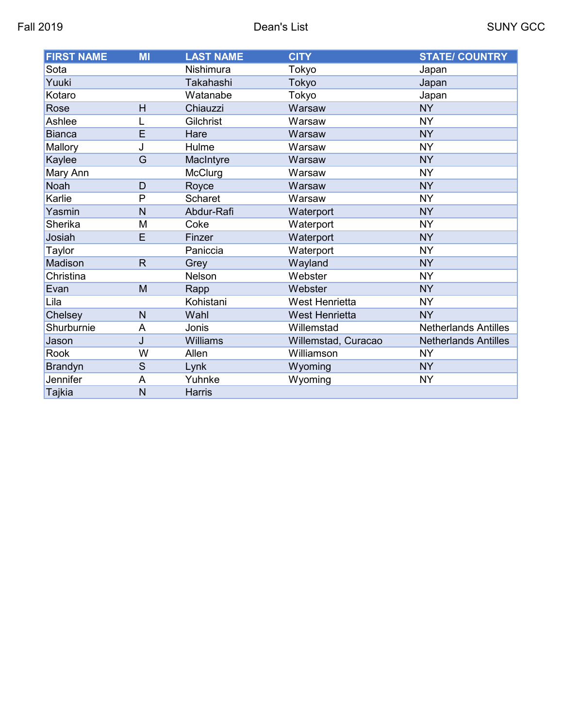| FIRST NAME | MI | LAST NAME | CITY | STATE/ COUNTRY |
|---|---|---|---|---|
| Sota | | Nishimura | Tokyo | Japan |
| Yuuki | | Takahashi | Tokyo | Japan |
| Kotaro | | Watanabe | Tokyo | Japan |
| Rose | H | Chiauzzi | Warsaw | NY |
| Ashlee | L | Gilchrist | Warsaw | NY |
| Bianca | E | Hare | Warsaw | NY |
| Mallory | J | Hulme | Warsaw | NY |
| Kaylee | G | MacIntyre | Warsaw | NY |
| Mary Ann | | McClurg | Warsaw | NY |
| Noah | D | Royce | Warsaw | NY |
| Karlie | P | Scharet | Warsaw | NY |
| Yasmin | N | Abdur-Rafi | Waterport | NY |
| Sherika | M | Coke | Waterport | NY |
| Josiah | E | Finzer | Waterport | NY |
| Taylor | | Paniccia | Waterport | NY |
| Madison | R | Grey | Wayland | NY |
| Christina | | Nelson | Webster | NY |
| Evan | M | Rapp | Webster | NY |
| Lila | | Kohistani | West Henrietta | NY |
| Chelsey | N | Wahl | West Henrietta | NY |
| Shurburnie | A | Jonis | Willemstad | Netherlands Antilles |
| Jason | J | Williams | Willemstad, Curacao | Netherlands Antilles |
| Rook | W | Allen | Williamson | NY |
| Brandyn | S | Lynk | Wyoming | NY |
| Jennifer | A | Yuhnke | Wyoming | NY |
| Tajkia | N | Harris | | |